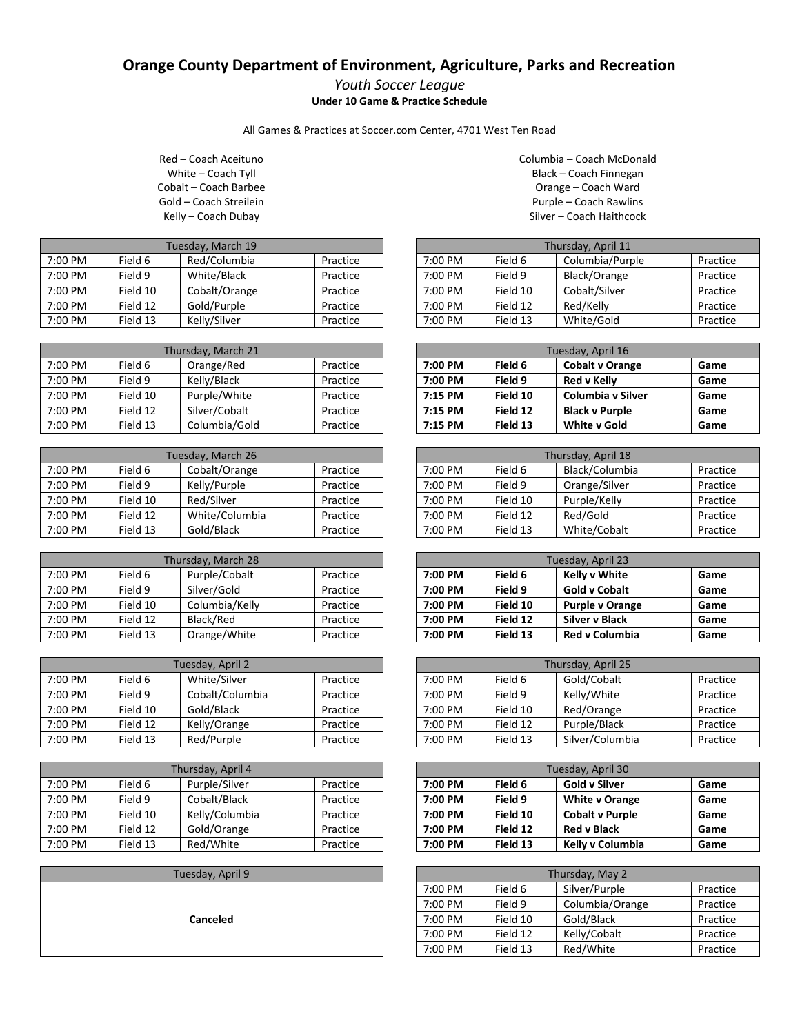# Orange County Department of Environment, Agriculture, Parks and Recreation

*Youth Soccer League*

**Under 10 Game & Practice Schedule**

All Games & Practices at Soccer.com Center, 4701 West Ten Road

Red – Coach Aceituno
White – Coach Tyll
Cobalt – Coach Barbee
Gold – Coach Streilein
Kelly – Coach Dubay

Columbia – Coach McDonald
Black – Coach Finnegan
Orange – Coach Ward
Purple – Coach Rawlins
Silver – Coach Haithcock

| Tuesday, March 19 | | | |
|---|---|---|---|
| 7:00 PM | Field 6 | Red/Columbia | Practice |
| 7:00 PM | Field 9 | White/Black | Practice |
| 7:00 PM | Field 10 | Cobalt/Orange | Practice |
| 7:00 PM | Field 12 | Gold/Purple | Practice |
| 7:00 PM | Field 13 | Kelly/Silver | Practice |

| Thursday, March 21 | | | |
|---|---|---|---|
| 7:00 PM | Field 6 | Orange/Red | Practice |
| 7:00 PM | Field 9 | Kelly/Black | Practice |
| 7:00 PM | Field 10 | Purple/White | Practice |
| 7:00 PM | Field 12 | Silver/Cobalt | Practice |
| 7:00 PM | Field 13 | Columbia/Gold | Practice |

| Tuesday, March 26 | | | |
|---|---|---|---|
| 7:00 PM | Field 6 | Cobalt/Orange | Practice |
| 7:00 PM | Field 9 | Kelly/Purple | Practice |
| 7:00 PM | Field 10 | Red/Silver | Practice |
| 7:00 PM | Field 12 | White/Columbia | Practice |
| 7:00 PM | Field 13 | Gold/Black | Practice |

| Thursday, March 28 | | | |
|---|---|---|---|
| 7:00 PM | Field 6 | Purple/Cobalt | Practice |
| 7:00 PM | Field 9 | Silver/Gold | Practice |
| 7:00 PM | Field 10 | Columbia/Kelly | Practice |
| 7:00 PM | Field 12 | Black/Red | Practice |
| 7:00 PM | Field 13 | Orange/White | Practice |

| Tuesday, April 2 | | | |
|---|---|---|---|
| 7:00 PM | Field 6 | White/Silver | Practice |
| 7:00 PM | Field 9 | Cobalt/Columbia | Practice |
| 7:00 PM | Field 10 | Gold/Black | Practice |
| 7:00 PM | Field 12 | Kelly/Orange | Practice |
| 7:00 PM | Field 13 | Red/Purple | Practice |

| Thursday, April 4 | | | |
|---|---|---|---|
| 7:00 PM | Field 6 | Purple/Silver | Practice |
| 7:00 PM | Field 9 | Cobalt/Black | Practice |
| 7:00 PM | Field 10 | Kelly/Columbia | Practice |
| 7:00 PM | Field 12 | Gold/Orange | Practice |
| 7:00 PM | Field 13 | Red/White | Practice |

| Tuesday, April 9 |
|---|
| **Canceled** |

| Thursday, April 11 | | | |
|---|---|---|---|
| 7:00 PM | Field 6 | Columbia/Purple | Practice |
| 7:00 PM | Field 9 | Black/Orange | Practice |
| 7:00 PM | Field 10 | Cobalt/Silver | Practice |
| 7:00 PM | Field 12 | Red/Kelly | Practice |
| 7:00 PM | Field 13 | White/Gold | Practice |

| Tuesday, April 16 | | | |
|---|---|---|---|
| **7:00 PM** | **Field 6** | **Cobalt v Orange** | **Game** |
| **7:00 PM** | **Field 9** | **Red v Kelly** | **Game** |
| **7:15 PM** | **Field 10** | **Columbia v Silver** | **Game** |
| **7:15 PM** | **Field 12** | **Black v Purple** | **Game** |
| **7:15 PM** | **Field 13** | **White v Gold** | **Game** |

| Thursday, April 18 | | | |
|---|---|---|---|
| 7:00 PM | Field 6 | Black/Columbia | Practice |
| 7:00 PM | Field 9 | Orange/Silver | Practice |
| 7:00 PM | Field 10 | Purple/Kelly | Practice |
| 7:00 PM | Field 12 | Red/Gold | Practice |
| 7:00 PM | Field 13 | White/Cobalt | Practice |

| Tuesday, April 23 | | | |
|---|---|---|---|
| **7:00 PM** | **Field 6** | **Kelly v White** | **Game** |
| **7:00 PM** | **Field 9** | **Gold v Cobalt** | **Game** |
| **7:00 PM** | **Field 10** | **Purple v Orange** | **Game** |
| **7:00 PM** | **Field 12** | **Silver v Black** | **Game** |
| **7:00 PM** | **Field 13** | **Red v Columbia** | **Game** |

| Thursday, April 25 | | | |
|---|---|---|---|
| 7:00 PM | Field 6 | Gold/Cobalt | Practice |
| 7:00 PM | Field 9 | Kelly/White | Practice |
| 7:00 PM | Field 10 | Red/Orange | Practice |
| 7:00 PM | Field 12 | Purple/Black | Practice |
| 7:00 PM | Field 13 | Silver/Columbia | Practice |

| Tuesday, April 30 | | | |
|---|---|---|---|
| **7:00 PM** | **Field 6** | **Gold v Silver** | **Game** |
| **7:00 PM** | **Field 9** | **White v Orange** | **Game** |
| **7:00 PM** | **Field 10** | **Cobalt v Purple** | **Game** |
| **7:00 PM** | **Field 12** | **Red v Black** | **Game** |
| **7:00 PM** | **Field 13** | **Kelly v Columbia** | **Game** |

| Thursday, May 2 | | | |
|---|---|---|---|
| 7:00 PM | Field 6 | Silver/Purple | Practice |
| 7:00 PM | Field 9 | Columbia/Orange | Practice |
| 7:00 PM | Field 10 | Gold/Black | Practice |
| 7:00 PM | Field 12 | Kelly/Cobalt | Practice |
| 7:00 PM | Field 13 | Red/White | Practice |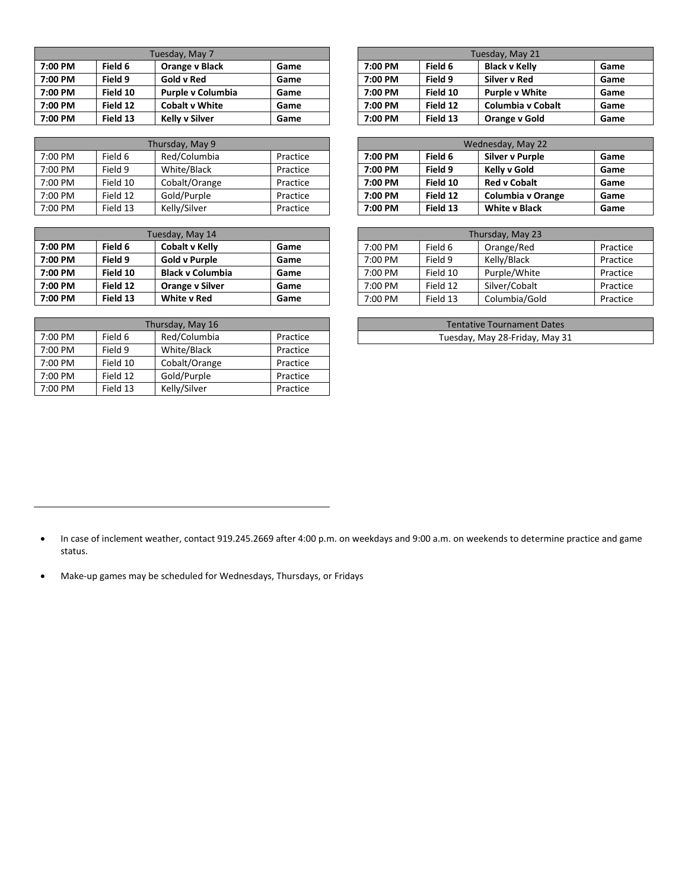| Tuesday, May 7 | | | |
| --- | --- | --- | --- |
| **7:00 PM** | **Field 6** | **Orange v Black** | **Game** |
| **7:00 PM** | **Field 9** | **Gold v Red** | **Game** |
| **7:00 PM** | **Field 10** | **Purple v Columbia** | **Game** |
| **7:00 PM** | **Field 12** | **Cobalt v White** | **Game** |
| **7:00 PM** | **Field 13** | **Kelly v Silver** | **Game** |

| Thursday, May 9 | | | |
| --- | --- | --- | --- |
| 7:00 PM | Field 6 | Red/Columbia | Practice |
| 7:00 PM | Field 9 | White/Black | Practice |
| 7:00 PM | Field 10 | Cobalt/Orange | Practice |
| 7:00 PM | Field 12 | Gold/Purple | Practice |
| 7:00 PM | Field 13 | Kelly/Silver | Practice |

| Tuesday, May 14 | | | |
| --- | --- | --- | --- |
| **7:00 PM** | **Field 6** | **Cobalt v Kelly** | **Game** |
| **7:00 PM** | **Field 9** | **Gold v Purple** | **Game** |
| **7:00 PM** | **Field 10** | **Black v Columbia** | **Game** |
| **7:00 PM** | **Field 12** | **Orange v Silver** | **Game** |
| **7:00 PM** | **Field 13** | **White v Red** | **Game** |

| Thursday, May 16 | | | |
| --- | --- | --- | --- |
| 7:00 PM | Field 6 | Red/Columbia | Practice |
| 7:00 PM | Field 9 | White/Black | Practice |
| 7:00 PM | Field 10 | Cobalt/Orange | Practice |
| 7:00 PM | Field 12 | Gold/Purple | Practice |
| 7:00 PM | Field 13 | Kelly/Silver | Practice |

| Tuesday, May 21 | | | |
| --- | --- | --- | --- |
| **7:00 PM** | **Field 6** | **Black v Kelly** | **Game** |
| **7:00 PM** | **Field 9** | **Silver v Red** | **Game** |
| **7:00 PM** | **Field 10** | **Purple v White** | **Game** |
| **7:00 PM** | **Field 12** | **Columbia v Cobalt** | **Game** |
| **7:00 PM** | **Field 13** | **Orange v Gold** | **Game** |

| Wednesday, May 22 | | | |
| --- | --- | --- | --- |
| **7:00 PM** | **Field 6** | **Silver v Purple** | **Game** |
| **7:00 PM** | **Field 9** | **Kelly v Gold** | **Game** |
| **7:00 PM** | **Field 10** | **Red v Cobalt** | **Game** |
| **7:00 PM** | **Field 12** | **Columbia v Orange** | **Game** |
| **7:00 PM** | **Field 13** | **White v Black** | **Game** |

| Thursday, May 23 | | | |
| --- | --- | --- | --- |
| 7:00 PM | Field 6 | Orange/Red | Practice |
| 7:00 PM | Field 9 | Kelly/Black | Practice |
| 7:00 PM | Field 10 | Purple/White | Practice |
| 7:00 PM | Field 12 | Silver/Cobalt | Practice |
| 7:00 PM | Field 13 | Columbia/Gold | Practice |

| Tentative Tournament Dates |
| --- |
| Tuesday, May 28-Friday, May 31 |

- In case of inclement weather, contact 919.245.2669 after 4:00 p.m. on weekdays and 9:00 a.m. on weekends to determine practice and game status.
- Make-up games may be scheduled for Wednesdays, Thursdays, or Fridays